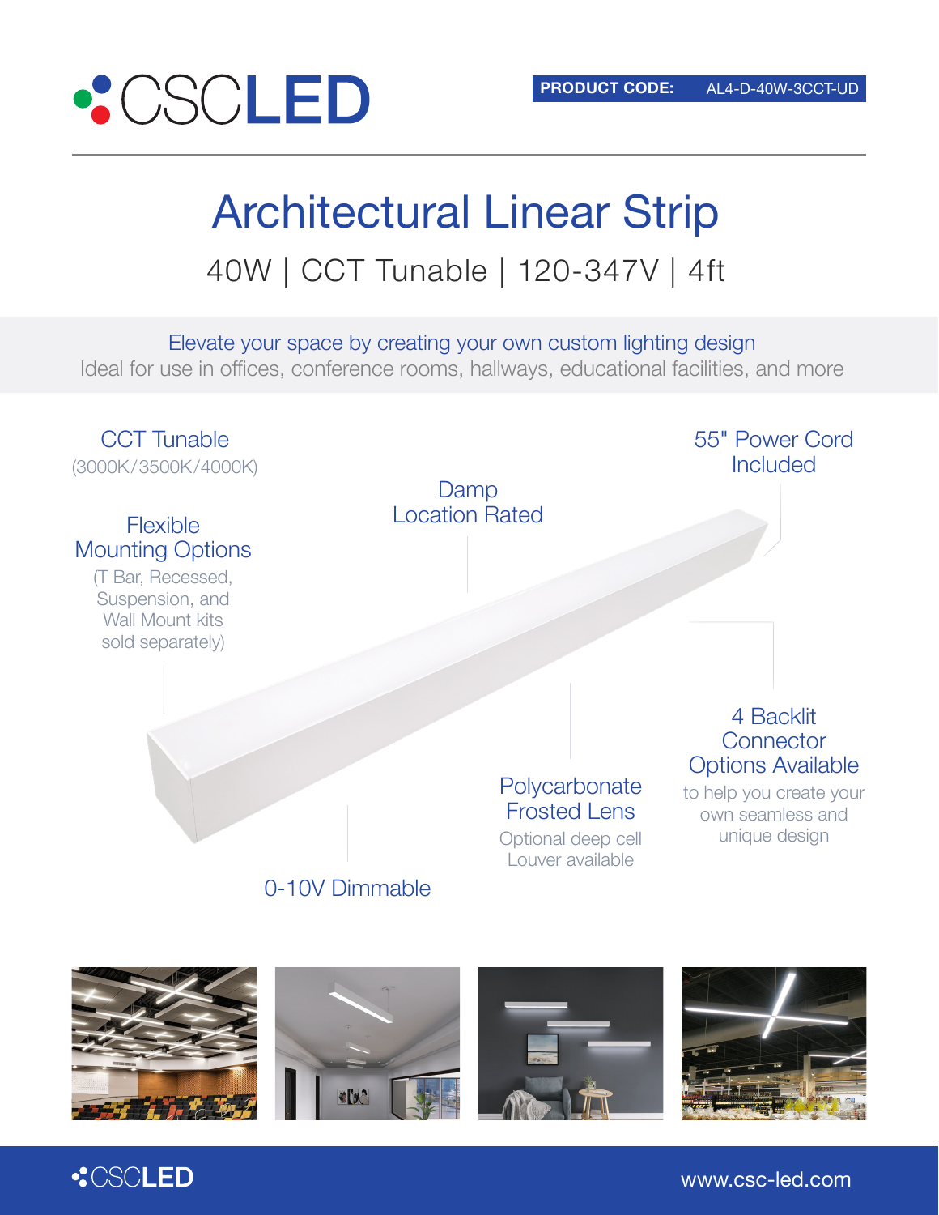CSCLED

**PRODUCT CODE:** AL4-D-40W-3CCT-UD

# Architectual Linear Strip

40W | CCT Tunable | 120-347V | 4ft

Elevate your space by creating your own custom lighting design

Ideal for use in offices, conference rooms, hallways, educational facilities, and more

**CCT Tunable**
(3000K/3500K/4000K)

**Flexible Mounting Options**
(T Bar, Recessed, Suspension, and Wall Mount kits sold separately)

**Damp Location Rated**

**55" Power Cord Included**

**4 Backlit Connector Options Available**
to help you create your own seamless and unique design

**Polycarbonate Frosted Lens**
Optional deep cell Louver available

**0-10V Dimmable**

CSCLED

www.csc-led.com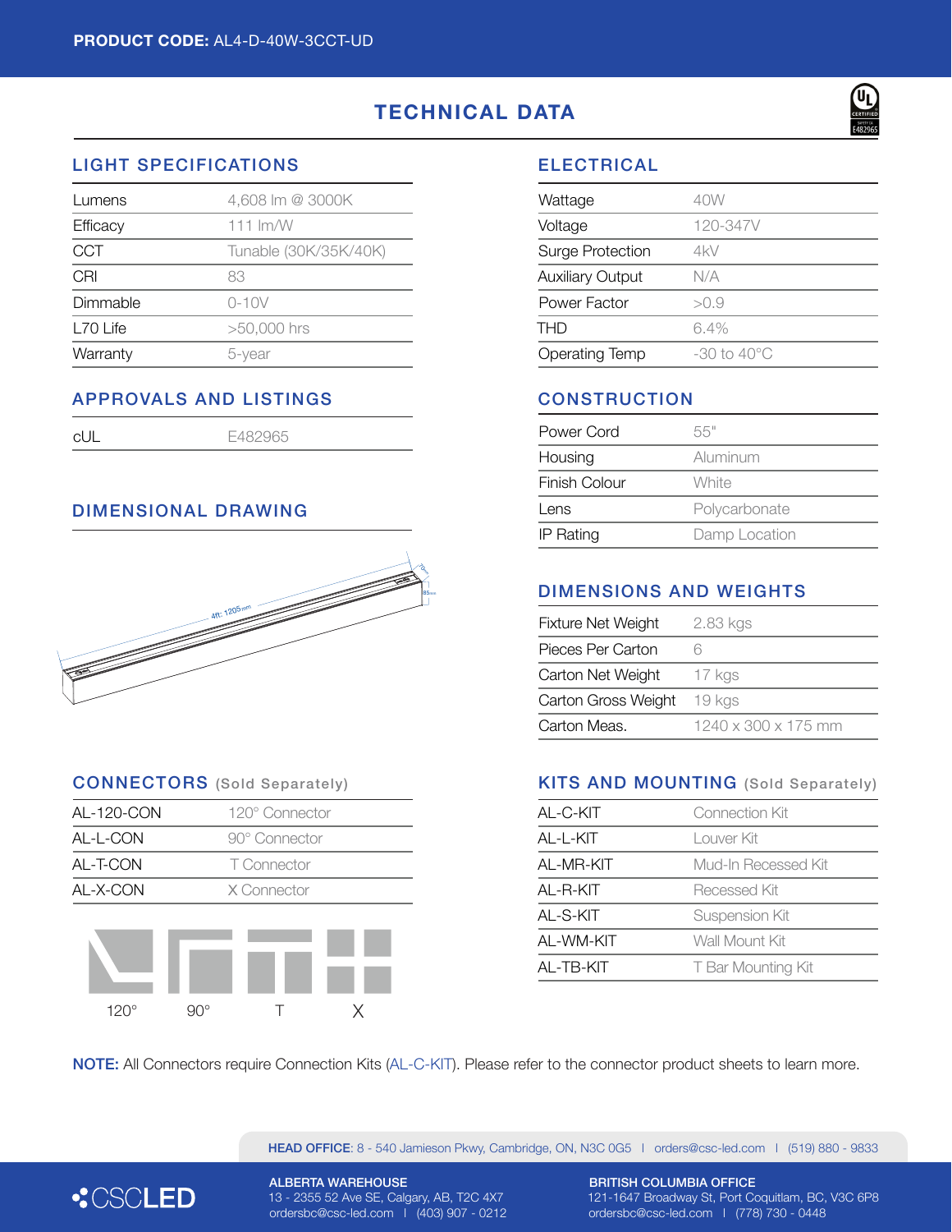**PRODUCT CODE:** AL4-D-40W-3CCT-UD

# TECHNICAL DATA

## LIGHT SPECIFICATIONS

| | |
|---|---|
| Lumens | 4,608 lm @ 3000K |
| Efficacy | 111 lm/W |
| CCT | Tunable (30K/35K/40K) |
| CRI | 83 |
| Dimmable | 0-10V |
| L70 Life | >50,000 hrs |
| Warranty | 5-year |

## APPROVALS AND LISTINGS

| | |
|---|---|
| cUL | E482965 |

## DIMENSIONAL DRAWING

4ft: 1205mm

85mm

## ELECTRICAL

| | |
|---|---|
| Wattage | 40W |
| Voltage | 120-347V |
| Surge Protection | 4kV |
| Auxiliary Output | N/A |
| Power Factor | >0.9 |
| THD | 6.4% |
| Operating Temp | -30 to 40°C |

## CONSTRUCTION

| | |
|---|---|
| Power Cord | 55" |
| Housing | Aluminum |
| Finish Colour | White |
| Lens | Polycarbonate |
| IP Rating | Damp Location |

## DIMENSIONS AND WEIGHTS

| | |
|---|---|
| Fixture Net Weight | 2.83 kgs |
| Pieces Per Carton | 6 |
| Carton Net Weight | 17 kgs |
| Carton Gross Weight | 19 kgs |
| Carton Meas. | 1240 x 300 x 175 mm |

## CONNECTORS (Sold Separately)

| | |
|---|---|
| AL-120-CON | 120° Connector |
| AL-L-CON | 90° Connector |
| AL-T-CON | T Connector |
| AL-X-CON | X Connector |

120° 90° T X

## KITS AND MOUNTING (Sold Separately)

| | |
|---|---|
| AL-C-KIT | Connection Kit |
| AL-L-KIT | Louver Kit |
| AL-MR-KIT | Mud-In Recessed Kit |
| AL-R-KIT | Recessed Kit |
| AL-S-KIT | Suspension Kit |
| AL-WM-KIT | Wall Mount Kit |
| AL-TB-KIT | T Bar Mounting Kit |

**NOTE:** All Connectors require Connection Kits (AL-C-KIT). Please refer to the connector product sheets to learn more.

**HEAD OFFICE**: 8 - 540 Jamieson Pkwy, Cambridge, ON, N3C 0G5 | orders@csc-led.com | (519) 880 - 9833

CSCLED

**ALBERTA WAREHOUSE**
13 - 2355 52 Ave SE, Calgary, AB, T2C 4X7
ordersbc@csc-led.com | (403) 907 - 0212

**BRITISH COLUMBIA OFFICE**
121-1647 Broadway St, Port Coquitlam, BC, V3C 6P8
ordersbc@csc-led.com | (778) 730 - 0448